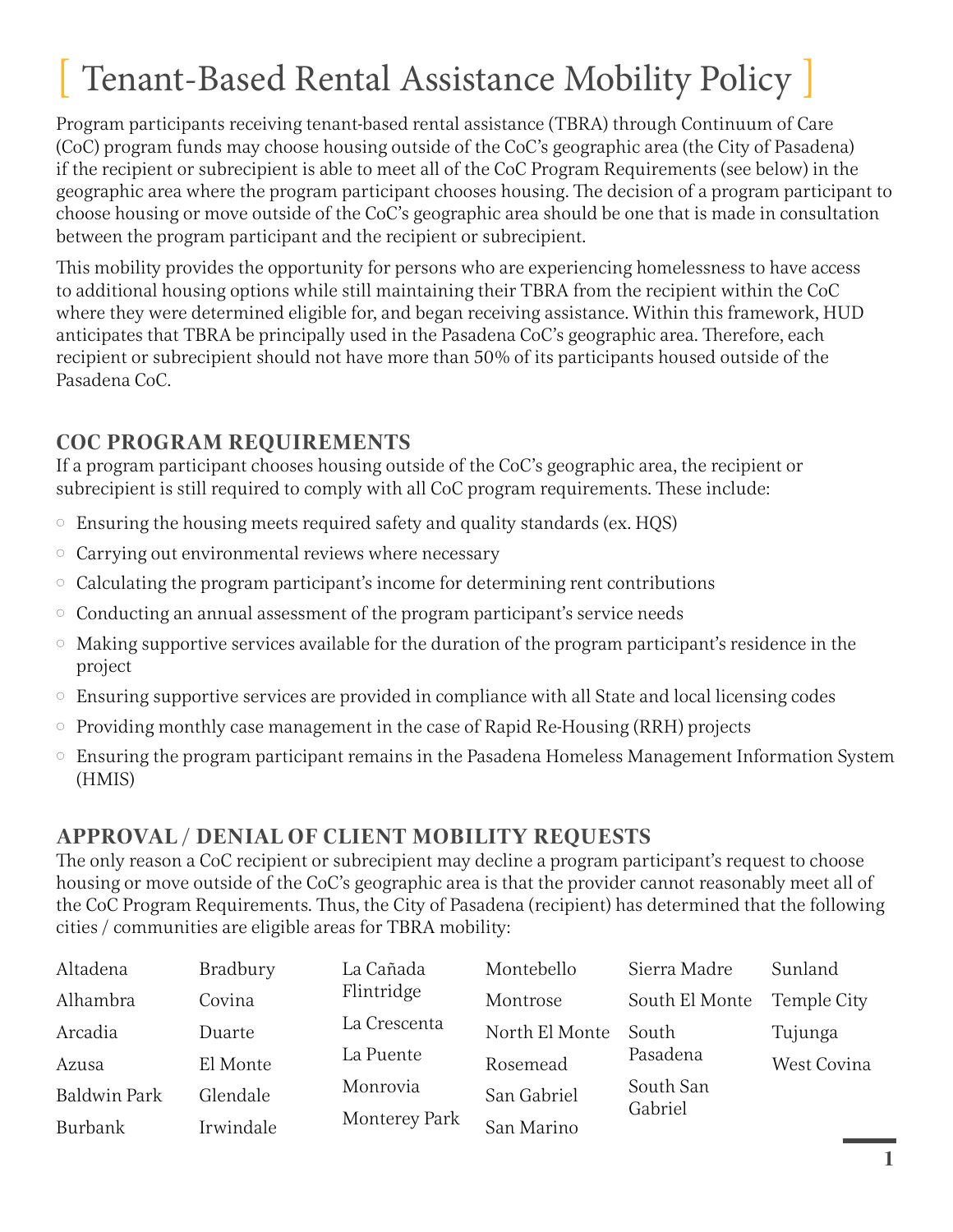# [ Tenant-Based Rental Assistance Mobility Policy ]

Program participants receiving tenant-based rental assistance (TBRA) through Continuum of Care (CoC) program funds may choose housing outside of the CoC's geographic area (the City of Pasadena) if the recipient or subrecipient is able to meet all of the CoC Program Requirements (see below) in the geographic area where the program participant chooses housing. The decision of a program participant to choose housing or move outside of the CoC's geographic area should be one that is made in consultation between the program participant and the recipient or subrecipient.

This mobility provides the opportunity for persons who are experiencing homelessness to have access to additional housing options while still maintaining their TBRA from the recipient within the CoC where they were determined eligible for, and began receiving assistance. Within this framework, HUD anticipates that TBRA be principally used in the Pasadena CoC's geographic area. Therefore, each recipient or subrecipient should not have more than 50% of its participants housed outside of the Pasadena CoC.

## COC PROGRAM REQUIREMENTS

If a program participant chooses housing outside of the CoC's geographic area, the recipient or subrecipient is still required to comply with all CoC program requirements. These include:

- Ensuring the housing meets required safety and quality standards (ex. HQS)
- Carrying out environmental reviews where necessary
- Calculating the program participant's income for determining rent contributions
- Conducting an annual assessment of the program participant's service needs
- Making supportive services available for the duration of the program participant's residence in the project
- Ensuring supportive services are provided in compliance with all State and local licensing codes
- Providing monthly case management in the case of Rapid Re-Housing (RRH) projects
- Ensuring the program participant remains in the Pasadena Homeless Management Information System (HMIS)

## APPROVAL / DENIAL OF CLIENT MOBILITY REQUESTS

The only reason a CoC recipient or subrecipient may decline a program participant's request to choose housing or move outside of the CoC's geographic area is that the provider cannot reasonably meet all of the CoC Program Requirements. Thus, the City of Pasadena (recipient) has determined that the following cities / communities are eligible areas for TBRA mobility:

- Altadena
- Alhambra
- Arcadia
- Azusa
- Baldwin Park
- Burbank
- Bradbury
- Covina
- Duarte
- El Monte
- Glendale
- Irwindale
- La Cañada Flintridge
- La Crescenta
- La Puente
- Monrovia
- Monterey Park
- Montebello
- Montrose
- North El Monte
- Rosemead
- San Gabriel
- San Marino
- Sierra Madre
- South El Monte
- South Pasadena
- South San Gabriel
- Sunland
- Temple City
- Tujunga
- West Covina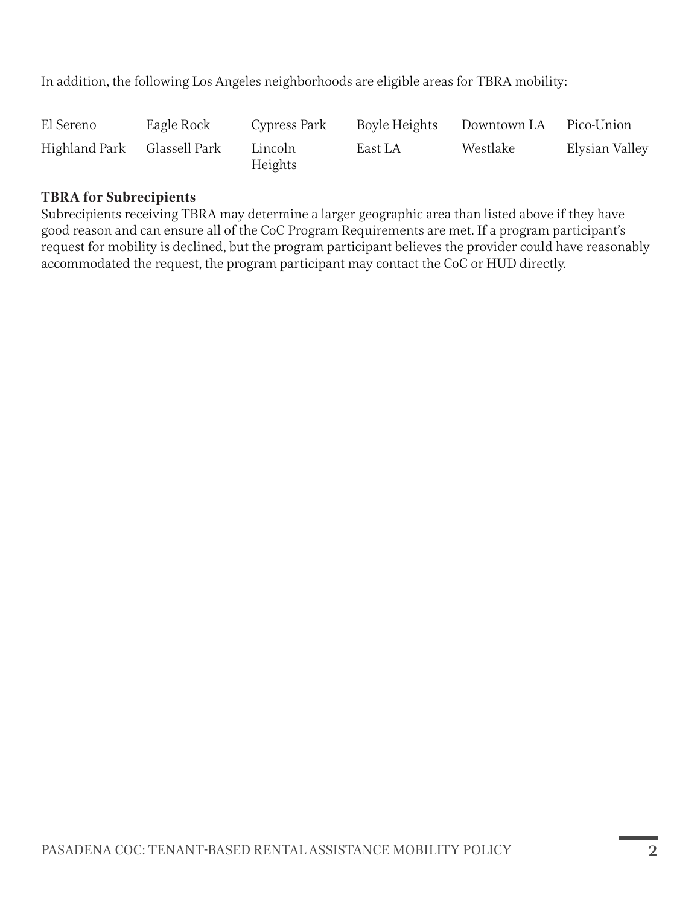In addition, the following Los Angeles neighborhoods are eligible areas for TBRA mobility:

| | | | | | |
|---|---|---|---|---|---|
| El Sereno | Eagle Rock | Cypress Park | Boyle Heights | Downtown LA | Pico-Union |
| Highland Park | Glassell Park | Lincoln Heights | East LA | Westlake | Elysian Valley |

**TBRA for Subrecipients**

Subrecipients receiving TBRA may determine a larger geographic area than listed above if they have good reason and can ensure all of the CoC Program Requirements are met. If a program participant's request for mobility is declined, but the program participant believes the provider could have reasonably accommodated the request, the program participant may contact the CoC or HUD directly.